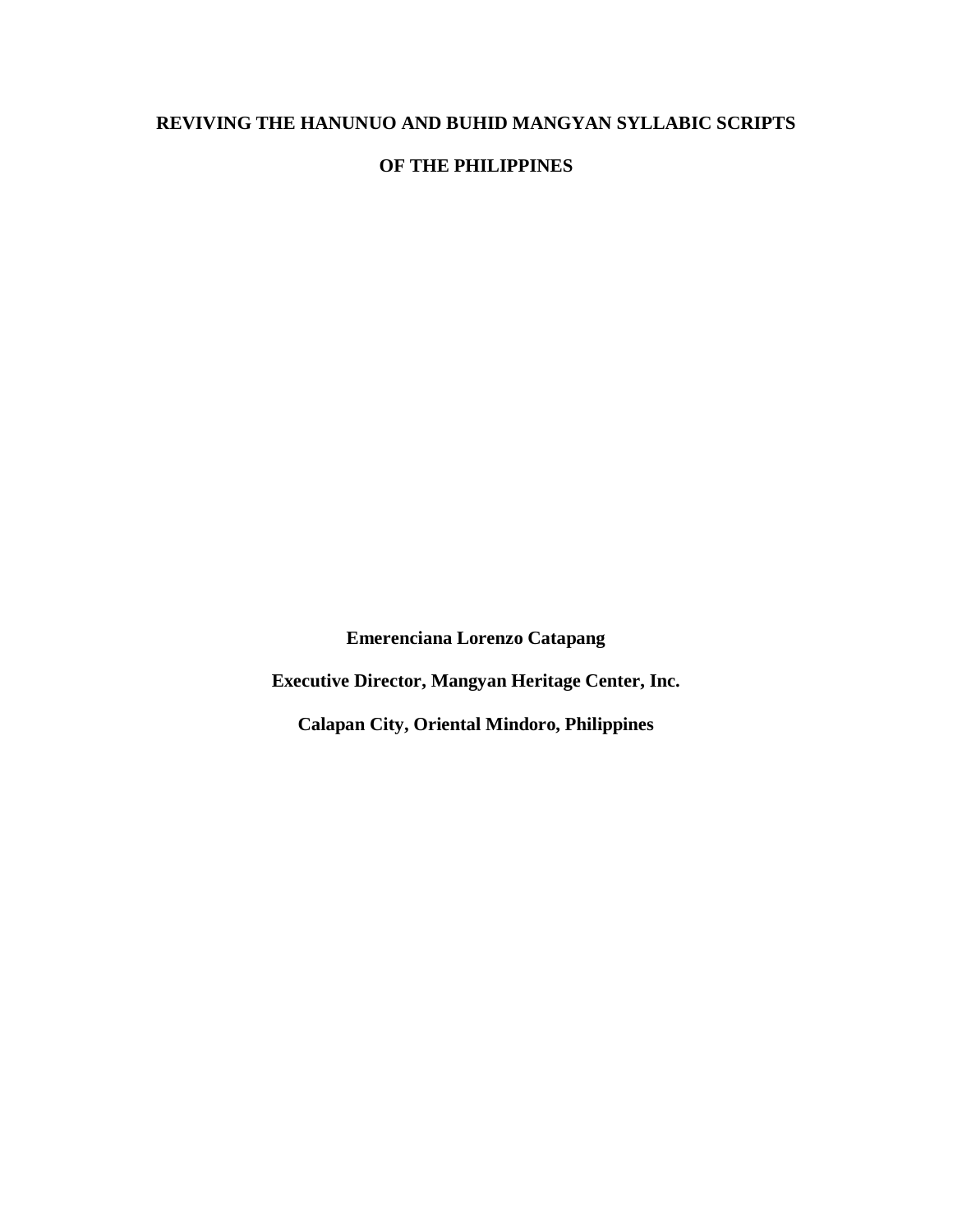# REVIVING THE HANUNUO AND BUHID MANGYAN SYLLABIC SCRIPTS OF THE PHILIPPINES

**Emerenciana Lorenzo Catapang**

**Executive Director, Mangyan Heritage Center, Inc.**

**Calapan City, Oriental Mindoro, Philippines**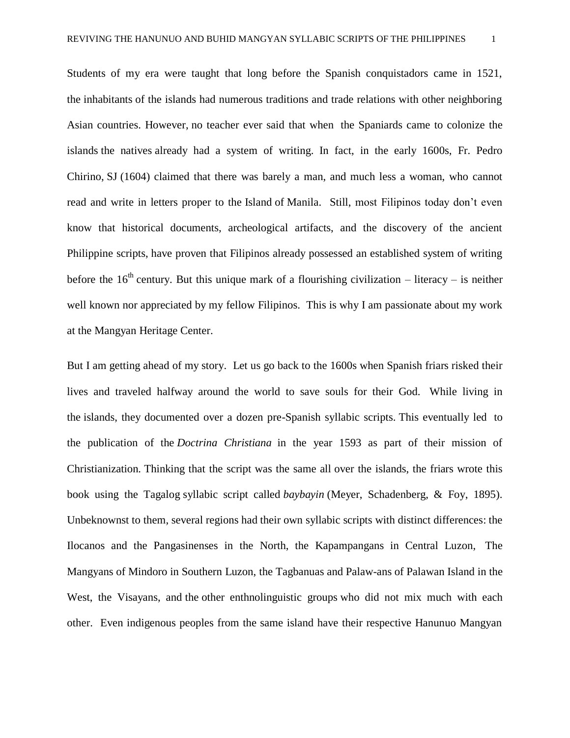Students of my era were taught that long before the Spanish conquistadors came in 1521, the inhabitants of the islands had numerous traditions and trade relations with other neighboring Asian countries. However, no teacher ever said that when the Spaniards came to colonize the islands the natives already had a system of writing. In fact, in the early 1600s, Fr. Pedro Chirino, SJ (1604) claimed that there was barely a man, and much less a woman, who cannot read and write in letters proper to the Island of Manila. Still, most Filipinos today don't even know that historical documents, archeological artifacts, and the discovery of the ancient Philippine scripts, have proven that Filipinos already possessed an established system of writing before the 16th century. But this unique mark of a flourishing civilization – literacy – is neither well known nor appreciated by my fellow Filipinos. This is why I am passionate about my work at the Mangyan Heritage Center.

But I am getting ahead of my story. Let us go back to the 1600s when Spanish friars risked their lives and traveled halfway around the world to save souls for their God. While living in the islands, they documented over a dozen pre-Spanish syllabic scripts. This eventually led to the publication of the *Doctrina Christiana* in the year 1593 as part of their mission of Christianization. Thinking that the script was the same all over the islands, the friars wrote this book using the Tagalog syllabic script called *baybayin* (Meyer, Schadenberg, & Foy, 1895). Unbeknownst to them, several regions had their own syllabic scripts with distinct differences: the Ilocanos and the Pangasinenses in the North, the Kapampangans in Central Luzon, The Mangyans of Mindoro in Southern Luzon, the Tagbanuas and Palaw-ans of Palawan Island in the West, the Visayans, and the other enthnolinguistic groups who did not mix much with each other. Even indigenous peoples from the same island have their respective Hanunuo Mangyan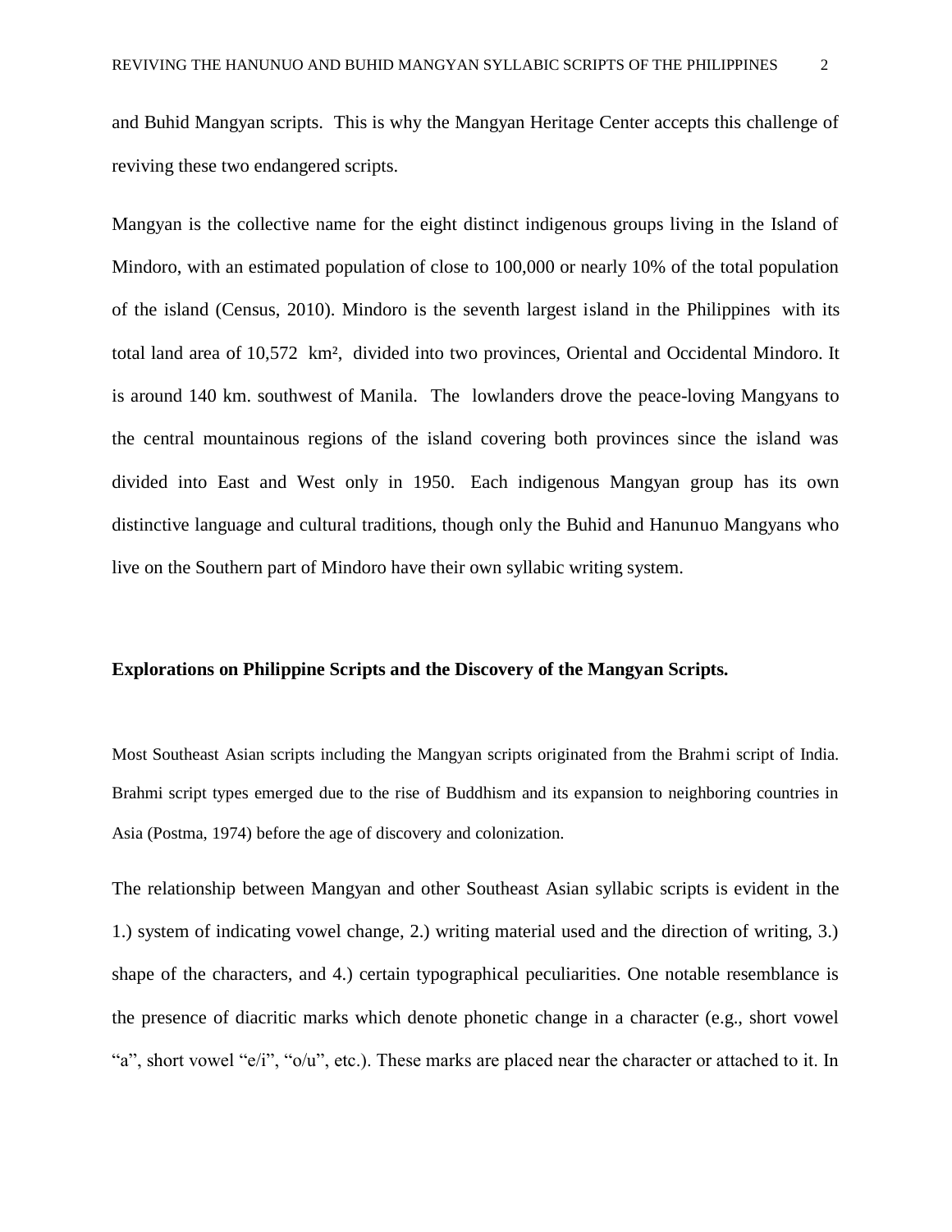and Buhid Mangyan scripts. This is why the Mangyan Heritage Center accepts this challenge of reviving these two endangered scripts.

Mangyan is the collective name for the eight distinct indigenous groups living in the Island of Mindoro, with an estimated population of close to 100,000 or nearly 10% of the total population of the island (Census, 2010). Mindoro is the seventh largest island in the Philippines with its total land area of 10,572 km², divided into two provinces, Oriental and Occidental Mindoro. It is around 140 km. southwest of Manila. The lowlanders drove the peace-loving Mangyans to the central mountainous regions of the island covering both provinces since the island was divided into East and West only in 1950. Each indigenous Mangyan group has its own distinctive language and cultural traditions, though only the Buhid and Hanunuo Mangyans who live on the Southern part of Mindoro have their own syllabic writing system.

**Explorations on Philippine Scripts and the Discovery of the Mangyan Scripts.**

Most Southeast Asian scripts including the Mangyan scripts originated from the Brahmi script of India. Brahmi script types emerged due to the rise of Buddhism and its expansion to neighboring countries in Asia (Postma, 1974) before the age of discovery and colonization.

The relationship between Mangyan and other Southeast Asian syllabic scripts is evident in the 1.) system of indicating vowel change, 2.) writing material used and the direction of writing, 3.) shape of the characters, and 4.) certain typographical peculiarities. One notable resemblance is the presence of diacritic marks which denote phonetic change in a character (e.g., short vowel "a", short vowel "e/i", "o/u", etc.). These marks are placed near the character or attached to it. In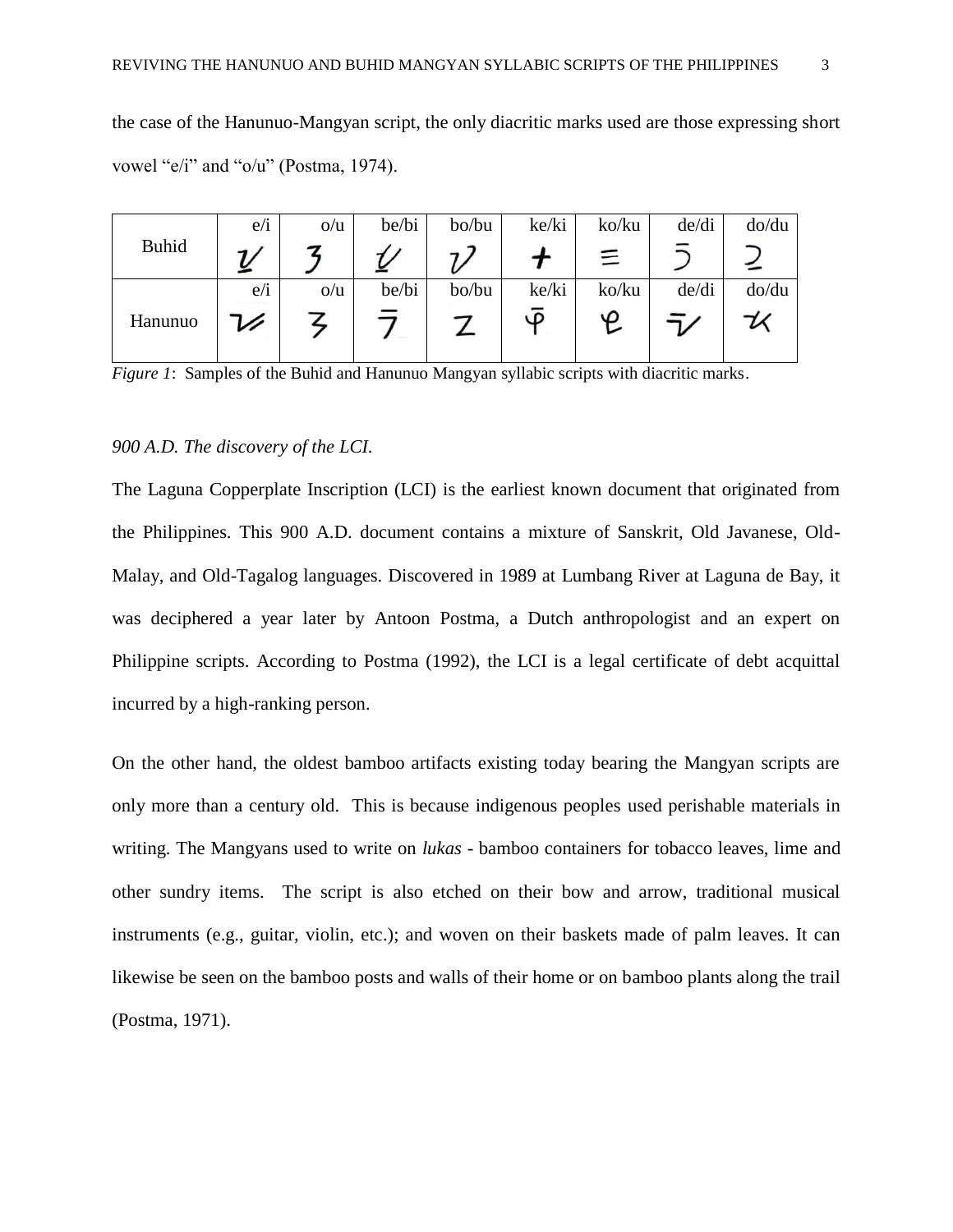the case of the Hanunuo-Mangyan script, the only diacritic marks used are those expressing short vowel "e/i" and "o/u" (Postma, 1974).

| | e/i | o/u | be/bi | bo/bu | ke/ki | ko/ku | de/di | do/du |
|---|---|---|---|---|---|---|---|---|
| Buhid | | | | | | | | |
| Hanunuo | | | | | | | | |

*Figure 1*: Samples of the Buhid and Hanunuo Mangyan syllabic scripts with diacritic marks.

*900 A.D. The discovery of the LCI.*

The Laguna Copperplate Inscription (LCI) is the earliest known document that originated from the Philippines. This 900 A.D. document contains a mixture of Sanskrit, Old Javanese, Old-Malay, and Old-Tagalog languages. Discovered in 1989 at Lumbang River at Laguna de Bay, it was deciphered a year later by Antoon Postma, a Dutch anthropologist and an expert on Philippine scripts. According to Postma (1992), the LCI is a legal certificate of debt acquittal incurred by a high-ranking person.

On the other hand, the oldest bamboo artifacts existing today bearing the Mangyan scripts are only more than a century old. This is because indigenous peoples used perishable materials in writing. The Mangyans used to write on *lukas* - bamboo containers for tobacco leaves, lime and other sundry items. The script is also etched on their bow and arrow, traditional musical instruments (e.g., guitar, violin, etc.); and woven on their baskets made of palm leaves. It can likewise be seen on the bamboo posts and walls of their home or on bamboo plants along the trail (Postma, 1971).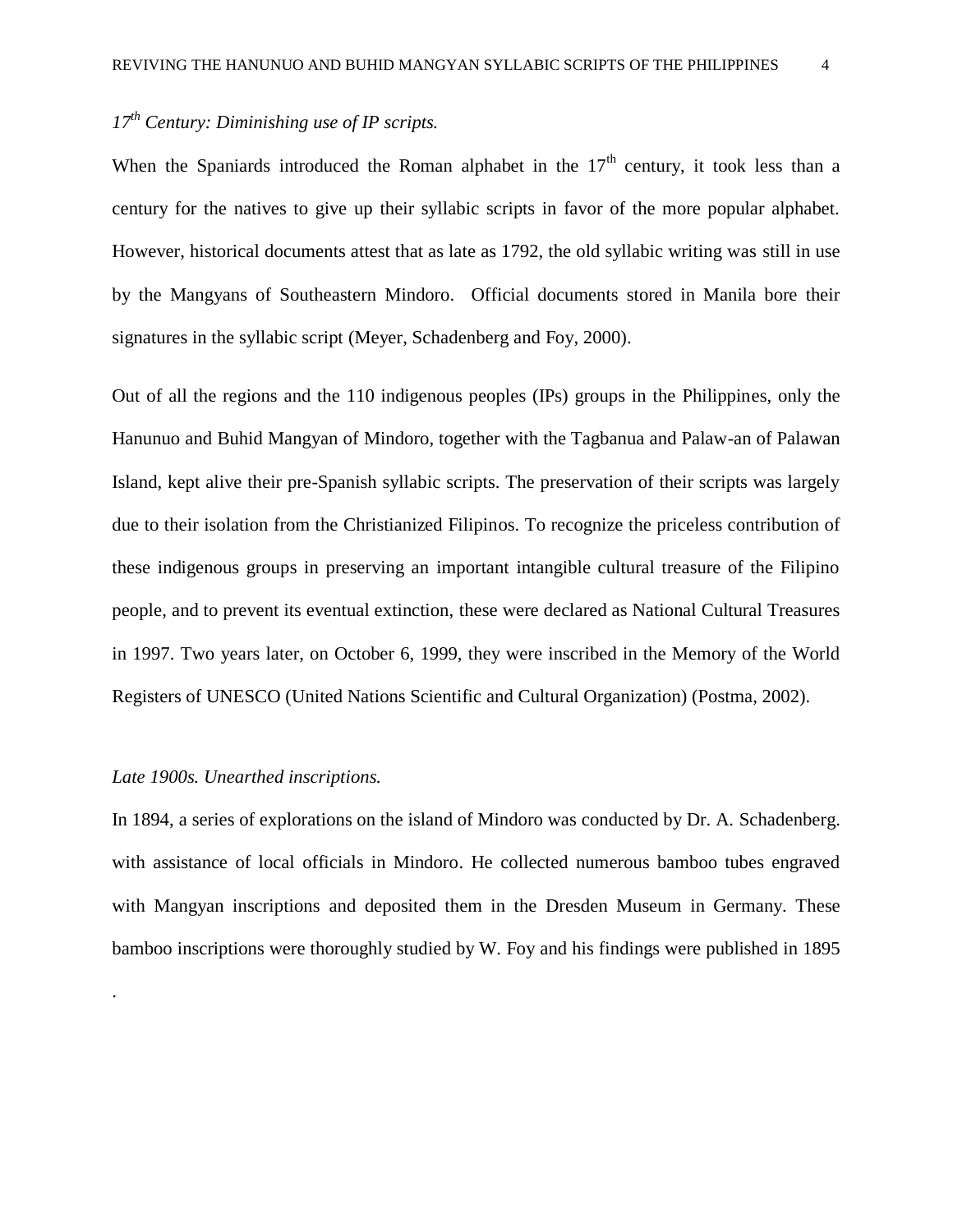*17th Century: Diminishing use of IP scripts.*

When the Spaniards introduced the Roman alphabet in the 17th century, it took less than a century for the natives to give up their syllabic scripts in favor of the more popular alphabet. However, historical documents attest that as late as 1792, the old syllabic writing was still in use by the Mangyans of Southeastern Mindoro. Official documents stored in Manila bore their signatures in the syllabic script (Meyer, Schadenberg and Foy, 2000).

Out of all the regions and the 110 indigenous peoples (IPs) groups in the Philippines, only the Hanunuo and Buhid Mangyan of Mindoro, together with the Tagbanua and Palaw-an of Palawan Island, kept alive their pre-Spanish syllabic scripts. The preservation of their scripts was largely due to their isolation from the Christianized Filipinos. To recognize the priceless contribution of these indigenous groups in preserving an important intangible cultural treasure of the Filipino people, and to prevent its eventual extinction, these were declared as National Cultural Treasures in 1997. Two years later, on October 6, 1999, they were inscribed in the Memory of the World Registers of UNESCO (United Nations Scientific and Cultural Organization) (Postma, 2002).

*Late 1900s. Unearthed inscriptions.*

In 1894, a series of explorations on the island of Mindoro was conducted by Dr. A. Schadenberg. with assistance of local officials in Mindoro. He collected numerous bamboo tubes engraved with Mangyan inscriptions and deposited them in the Dresden Museum in Germany. These bamboo inscriptions were thoroughly studied by W. Foy and his findings were published in 1895

.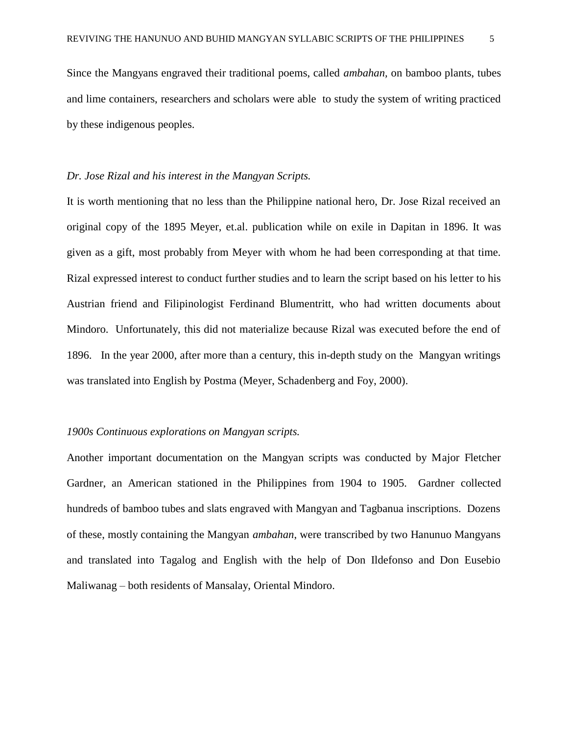Since the Mangyans engraved their traditional poems, called *ambahan*, on bamboo plants, tubes and lime containers, researchers and scholars were able to study the system of writing practiced by these indigenous peoples.

### *Dr. Jose Rizal and his interest in the Mangyan Scripts.*

It is worth mentioning that no less than the Philippine national hero, Dr. Jose Rizal received an original copy of the 1895 Meyer, et.al. publication while on exile in Dapitan in 1896. It was given as a gift, most probably from Meyer with whom he had been corresponding at that time. Rizal expressed interest to conduct further studies and to learn the script based on his letter to his Austrian friend and Filipinologist Ferdinand Blumentritt, who had written documents about Mindoro. Unfortunately, this did not materialize because Rizal was executed before the end of 1896. In the year 2000, after more than a century, this in-depth study on the Mangyan writings was translated into English by Postma (Meyer, Schadenberg and Foy, 2000).

### *1900s Continuous explorations on Mangyan scripts.*

Another important documentation on the Mangyan scripts was conducted by Major Fletcher Gardner, an American stationed in the Philippines from 1904 to 1905. Gardner collected hundreds of bamboo tubes and slats engraved with Mangyan and Tagbanua inscriptions. Dozens of these, mostly containing the Mangyan *ambahan*, were transcribed by two Hanunuo Mangyans and translated into Tagalog and English with the help of Don Ildefonso and Don Eusebio Maliwanag – both residents of Mansalay, Oriental Mindoro.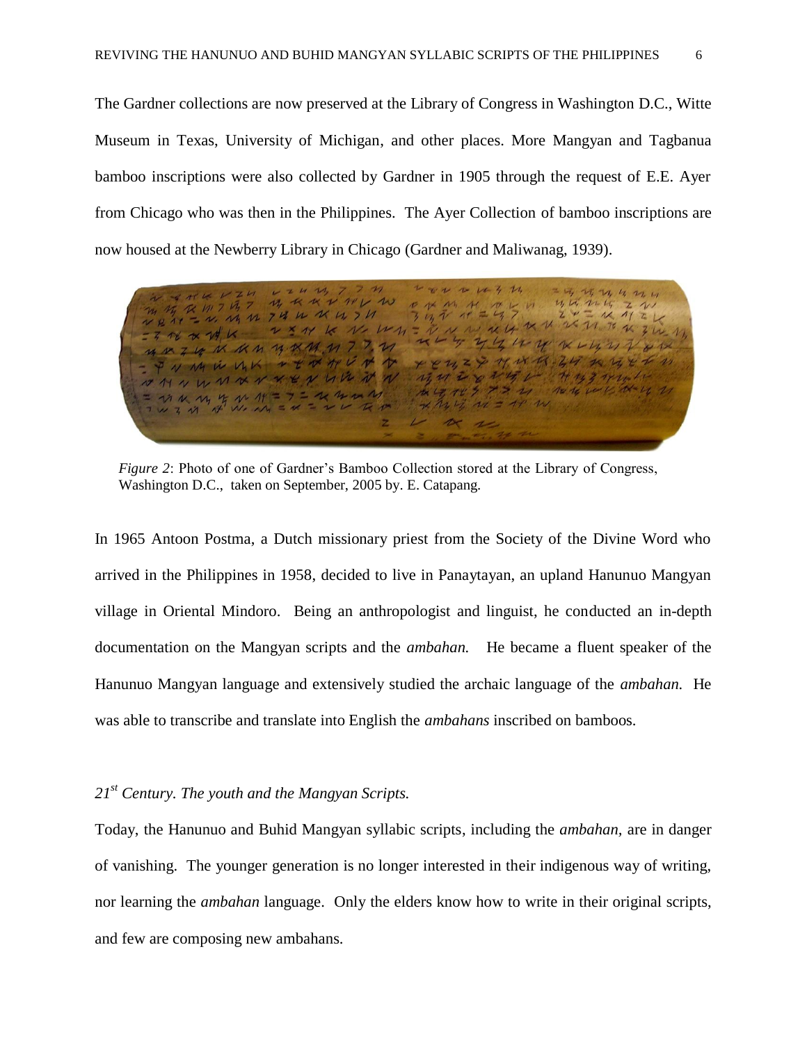The Gardner collections are now preserved at the Library of Congress in Washington D.C., Witte Museum in Texas, University of Michigan, and other places. More Mangyan and Tagbanua bamboo inscriptions were also collected by Gardner in 1905 through the request of E.E. Ayer from Chicago who was then in the Philippines. The Ayer Collection of bamboo inscriptions are now housed at the Newberry Library in Chicago (Gardner and Maliwanag, 1939).

*Figure 2*: Photo of one of Gardner's Bamboo Collection stored at the Library of Congress, Washington D.C., taken on September, 2005 by. E. Catapang.

In 1965 Antoon Postma, a Dutch missionary priest from the Society of the Divine Word who arrived in the Philippines in 1958, decided to live in Panaytayan, an upland Hanunuo Mangyan village in Oriental Mindoro. Being an anthropologist and linguist, he conducted an in-depth documentation on the Mangyan scripts and the *ambahan.* He became a fluent speaker of the Hanunuo Mangyan language and extensively studied the archaic language of the *ambahan.* He was able to transcribe and translate into English the *ambahans* inscribed on bamboos.

### *21st Century. The youth and the Mangyan Scripts.*

Today, the Hanunuo and Buhid Mangyan syllabic scripts, including the *ambahan,* are in danger of vanishing. The younger generation is no longer interested in their indigenous way of writing, nor learning the *ambahan* language. Only the elders know how to write in their original scripts, and few are composing new ambahans.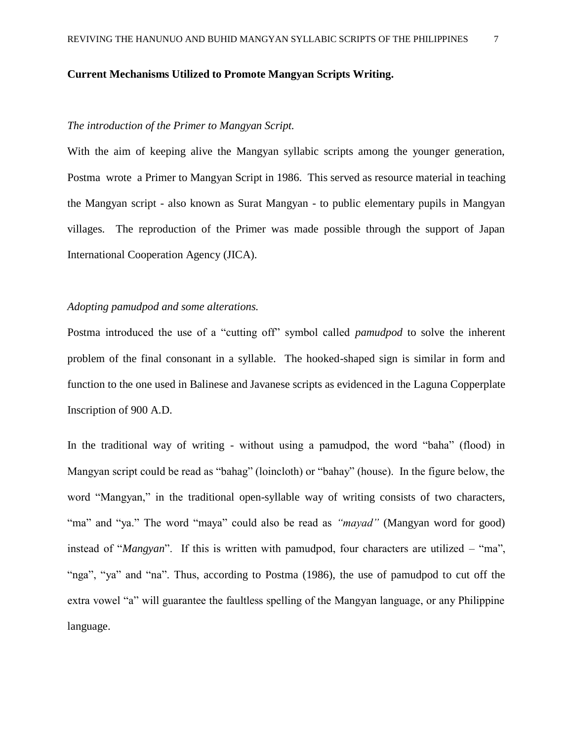**Current Mechanisms Utilized to Promote Mangyan Scripts Writing.**

*The introduction of the Primer to Mangyan Script.*

With the aim of keeping alive the Mangyan syllabic scripts among the younger generation, Postma wrote a Primer to Mangyan Script in 1986. This served as resource material in teaching the Mangyan script - also known as Surat Mangyan - to public elementary pupils in Mangyan villages. The reproduction of the Primer was made possible through the support of Japan International Cooperation Agency (JICA).

*Adopting pamudpod and some alterations.*

Postma introduced the use of a "cutting off" symbol called *pamudpod* to solve the inherent problem of the final consonant in a syllable. The hooked-shaped sign is similar in form and function to the one used in Balinese and Javanese scripts as evidenced in the Laguna Copperplate Inscription of 900 A.D.

In the traditional way of writing - without using a pamudpod, the word "baha" (flood) in Mangyan script could be read as "bahag" (loincloth) or "bahay" (house). In the figure below, the word "Mangyan," in the traditional open-syllable way of writing consists of two characters, "ma" and "ya." The word "maya" could also be read as *"mayad"* (Mangyan word for good) instead of "*Mangyan*". If this is written with pamudpod, four characters are utilized – "ma", "nga", "ya" and "na". Thus, according to Postma (1986), the use of pamudpod to cut off the extra vowel "a" will guarantee the faultless spelling of the Mangyan language, or any Philippine language.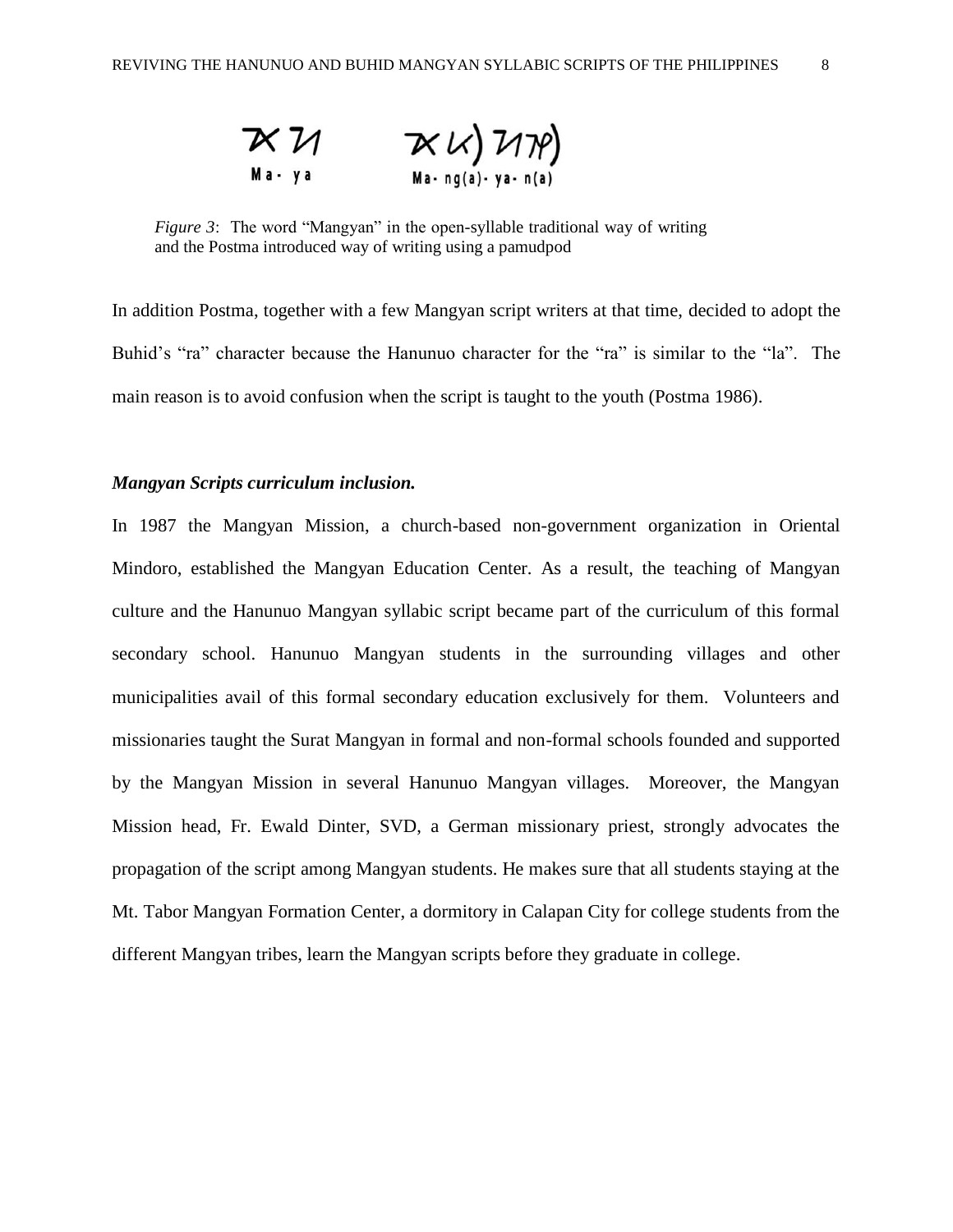Ma - ya    Ma - ng(a) - ya - n(a)

*Figure 3*: The word "Mangyan" in the open-syllable traditional way of writing and the Postma introduced way of writing using a pamudpod

In addition Postma, together with a few Mangyan script writers at that time, decided to adopt the Buhid's "ra" character because the Hanunuo character for the "ra" is similar to the "la". The main reason is to avoid confusion when the script is taught to the youth (Postma 1986).

***Mangyan Scripts curriculum inclusion.***

In 1987 the Mangyan Mission, a church-based non-government organization in Oriental Mindoro, established the Mangyan Education Center. As a result, the teaching of Mangyan culture and the Hanunuo Mangyan syllabic script became part of the curriculum of this formal secondary school. Hanunuo Mangyan students in the surrounding villages and other municipalities avail of this formal secondary education exclusively for them. Volunteers and missionaries taught the Surat Mangyan in formal and non-formal schools founded and supported by the Mangyan Mission in several Hanunuo Mangyan villages. Moreover, the Mangyan Mission head, Fr. Ewald Dinter, SVD, a German missionary priest, strongly advocates the propagation of the script among Mangyan students. He makes sure that all students staying at the Mt. Tabor Mangyan Formation Center, a dormitory in Calapan City for college students from the different Mangyan tribes, learn the Mangyan scripts before they graduate in college.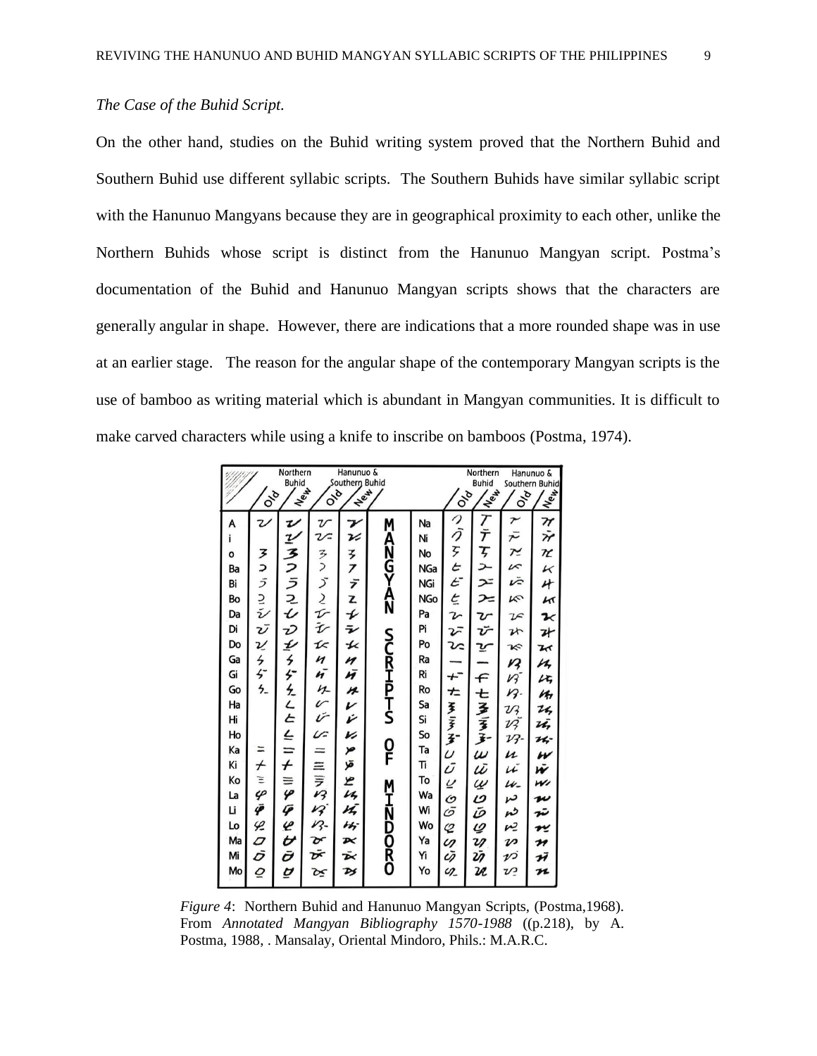*The Case of the Buhid Script.*

On the other hand, studies on the Buhid writing system proved that the Northern Buhid and Southern Buhid use different syllabic scripts. The Southern Buhids have similar syllabic script with the Hanunuo Mangyans because they are in geographical proximity to each other, unlike the Northern Buhids whose script is distinct from the Hanunuo Mangyan script. Postma's documentation of the Buhid and Hanunuo Mangyan scripts shows that the characters are generally angular in shape. However, there are indications that a more rounded shape was in use at an earlier stage. The reason for the angular shape of the contemporary Mangyan scripts is the use of bamboo as writing material which is abundant in Mangyan communities. It is difficult to make carved characters while using a knife to inscribe on bamboos (Postma, 1974).

*Figure 4*: Northern Buhid and Hanunuo Mangyan Scripts, (Postma,1968). From *Annotated Mangyan Bibliography 1570-1988* ((p.218), by A. Postma, 1988, . Mansalay, Oriental Mindoro, Phils.: M.A.R.C.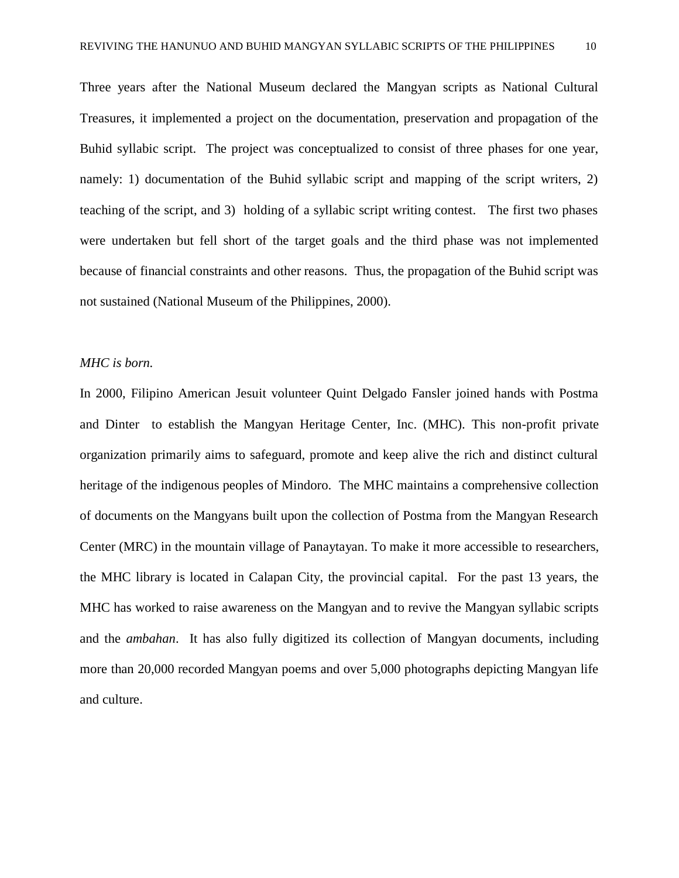Three years after the National Museum declared the Mangyan scripts as National Cultural Treasures, it implemented a project on the documentation, preservation and propagation of the Buhid syllabic script. The project was conceptualized to consist of three phases for one year, namely: 1) documentation of the Buhid syllabic script and mapping of the script writers, 2) teaching of the script, and 3) holding of a syllabic script writing contest. The first two phases were undertaken but fell short of the target goals and the third phase was not implemented because of financial constraints and other reasons. Thus, the propagation of the Buhid script was not sustained (National Museum of the Philippines, 2000).

*MHC is born.*

In 2000, Filipino American Jesuit volunteer Quint Delgado Fansler joined hands with Postma and Dinter to establish the Mangyan Heritage Center, Inc. (MHC). This non-profit private organization primarily aims to safeguard, promote and keep alive the rich and distinct cultural heritage of the indigenous peoples of Mindoro. The MHC maintains a comprehensive collection of documents on the Mangyans built upon the collection of Postma from the Mangyan Research Center (MRC) in the mountain village of Panaytayan. To make it more accessible to researchers, the MHC library is located in Calapan City, the provincial capital. For the past 13 years, the MHC has worked to raise awareness on the Mangyan and to revive the Mangyan syllabic scripts and the *ambahan*. It has also fully digitized its collection of Mangyan documents, including more than 20,000 recorded Mangyan poems and over 5,000 photographs depicting Mangyan life and culture.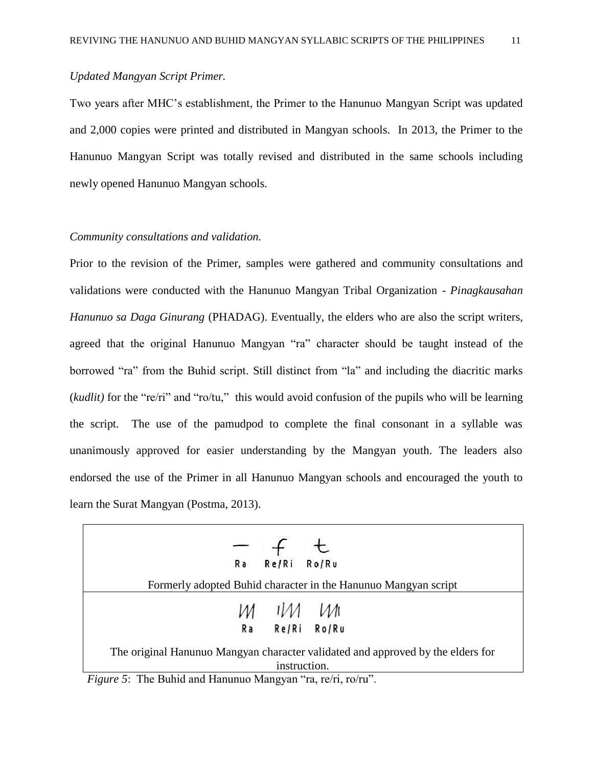*Updated Mangyan Script Primer.*

Two years after MHC's establishment, the Primer to the Hanunuo Mangyan Script was updated and 2,000 copies were printed and distributed in Mangyan schools. In 2013, the Primer to the Hanunuo Mangyan Script was totally revised and distributed in the same schools including newly opened Hanunuo Mangyan schools.

*Community consultations and validation.*

Prior to the revision of the Primer, samples were gathered and community consultations and validations were conducted with the Hanunuo Mangyan Tribal Organization - *Pinagkausahan Hanunuo sa Daga Ginurang* (PHADAG). Eventually, the elders who are also the script writers, agreed that the original Hanunuo Mangyan "ra" character should be taught instead of the borrowed "ra" from the Buhid script. Still distinct from "la" and including the diacritic marks (*kudlit)* for the "re/ri" and "ro/tu," this would avoid confusion of the pupils who will be learning the script. The use of the pamudpod to complete the final consonant in a syllable was unanimously approved for easier understanding by the Mangyan youth. The leaders also endorsed the use of the Primer in all Hanunuo Mangyan schools and encouraged the youth to learn the Surat Mangyan (Postma, 2013).

| Ra Re/Ri Ro/Ru |
|---|
| Formerly adopted Buhid character in the Hanunuo Mangyan script |
| Ra Re/Ri Ro/Ru |
| The original Hanunuo Mangyan character validated and approved by the elders for instruction. |

*Figure 5*: The Buhid and Hanunuo Mangyan "ra, re/ri, ro/ru".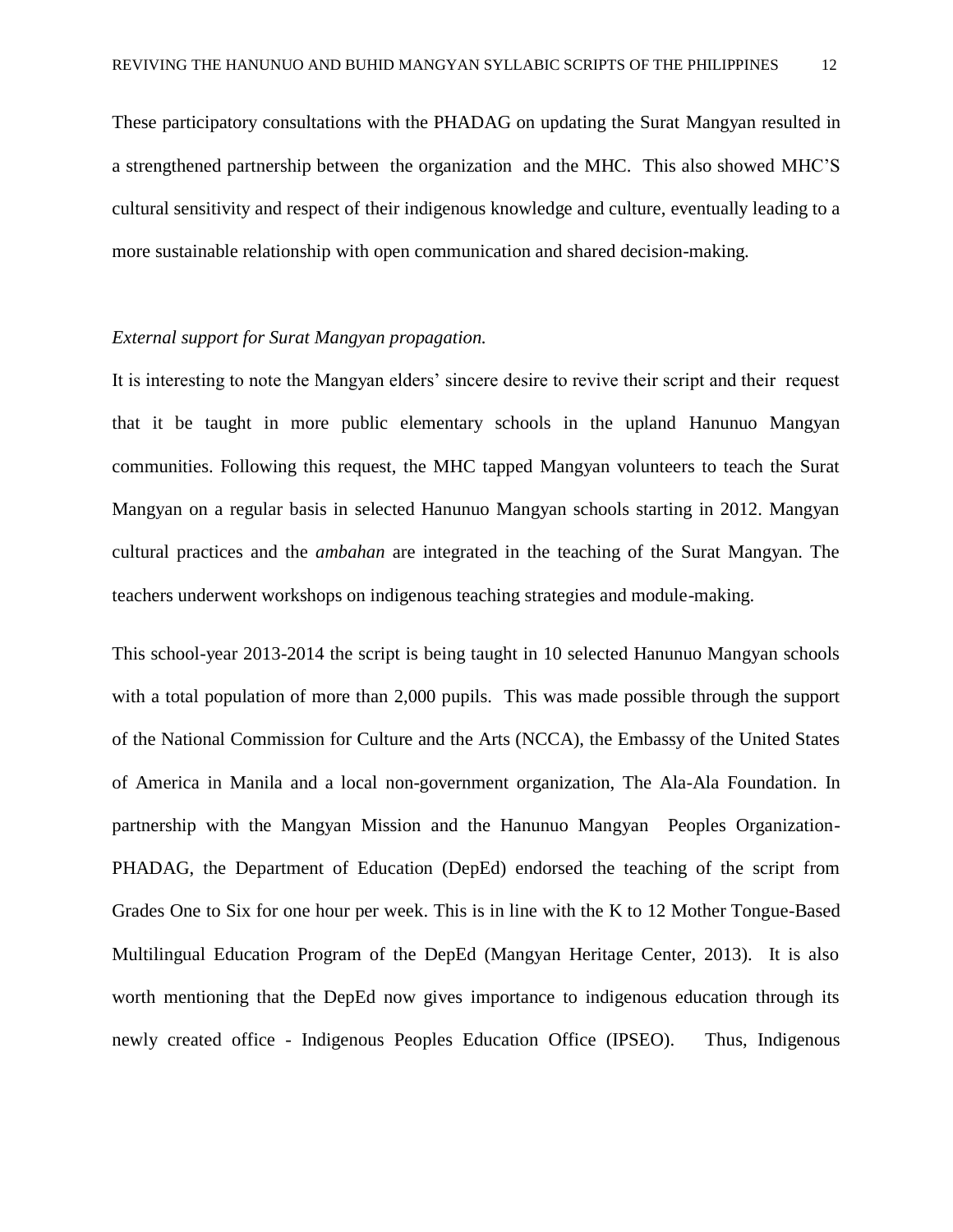These participatory consultations with the PHADAG on updating the Surat Mangyan resulted in a strengthened partnership between the organization and the MHC. This also showed MHC'S cultural sensitivity and respect of their indigenous knowledge and culture, eventually leading to a more sustainable relationship with open communication and shared decision-making.

*External support for Surat Mangyan propagation.*

It is interesting to note the Mangyan elders' sincere desire to revive their script and their request that it be taught in more public elementary schools in the upland Hanunuo Mangyan communities. Following this request, the MHC tapped Mangyan volunteers to teach the Surat Mangyan on a regular basis in selected Hanunuo Mangyan schools starting in 2012. Mangyan cultural practices and the *ambahan* are integrated in the teaching of the Surat Mangyan. The teachers underwent workshops on indigenous teaching strategies and module-making.

This school-year 2013-2014 the script is being taught in 10 selected Hanunuo Mangyan schools with a total population of more than 2,000 pupils. This was made possible through the support of the National Commission for Culture and the Arts (NCCA), the Embassy of the United States of America in Manila and a local non-government organization, The Ala-Ala Foundation. In partnership with the Mangyan Mission and the Hanunuo Mangyan Peoples Organization-PHADAG, the Department of Education (DepEd) endorsed the teaching of the script from Grades One to Six for one hour per week. This is in line with the K to 12 Mother Tongue-Based Multilingual Education Program of the DepEd (Mangyan Heritage Center, 2013). It is also worth mentioning that the DepEd now gives importance to indigenous education through its newly created office - Indigenous Peoples Education Office (IPSEO). Thus, Indigenous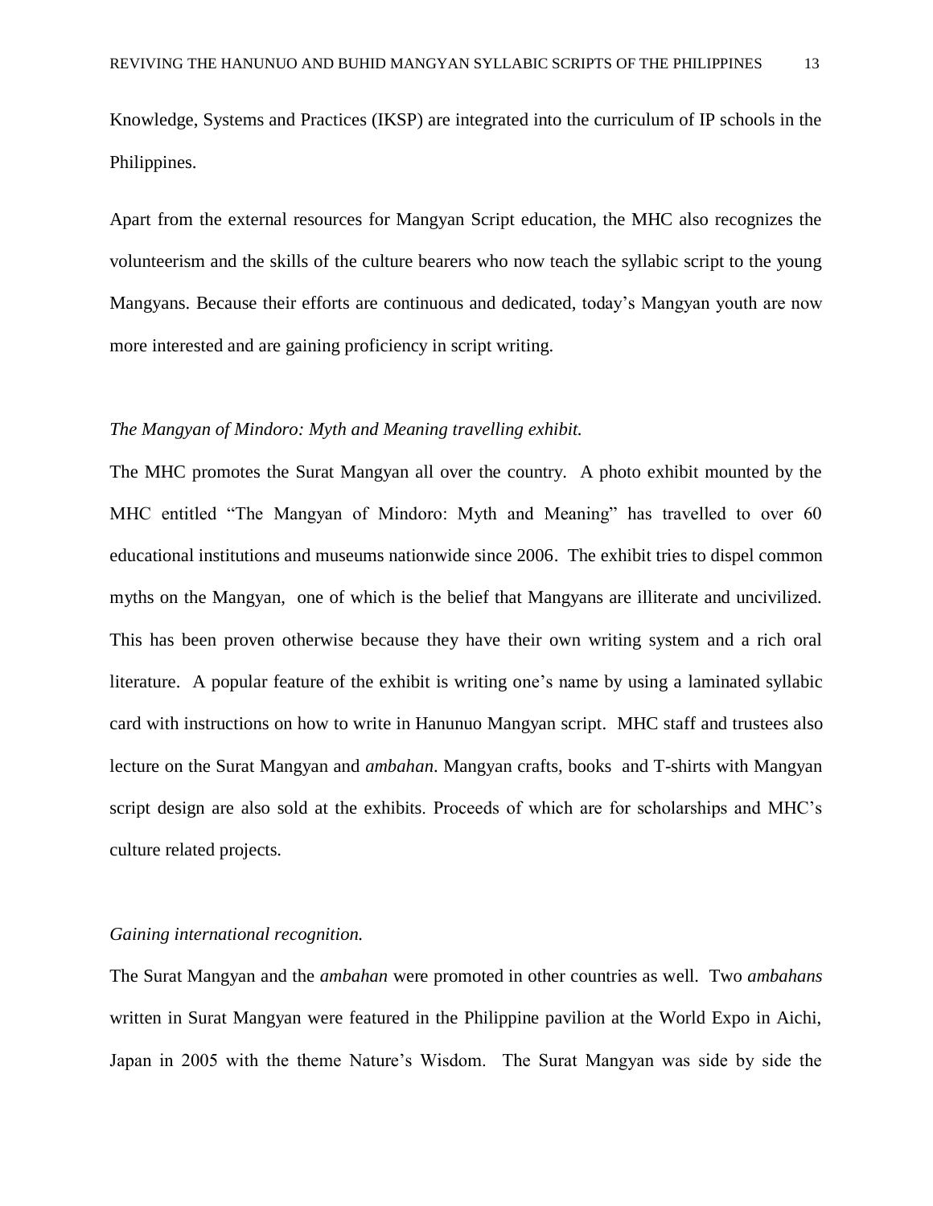Knowledge, Systems and Practices (IKSP) are integrated into the curriculum of IP schools in the Philippines.

Apart from the external resources for Mangyan Script education, the MHC also recognizes the volunteerism and the skills of the culture bearers who now teach the syllabic script to the young Mangyans. Because their efforts are continuous and dedicated, today's Mangyan youth are now more interested and are gaining proficiency in script writing.

*The Mangyan of Mindoro: Myth and Meaning travelling exhibit.*

The MHC promotes the Surat Mangyan all over the country. A photo exhibit mounted by the MHC entitled "The Mangyan of Mindoro: Myth and Meaning" has travelled to over 60 educational institutions and museums nationwide since 2006. The exhibit tries to dispel common myths on the Mangyan, one of which is the belief that Mangyans are illiterate and uncivilized. This has been proven otherwise because they have their own writing system and a rich oral literature. A popular feature of the exhibit is writing one's name by using a laminated syllabic card with instructions on how to write in Hanunuo Mangyan script. MHC staff and trustees also lecture on the Surat Mangyan and *ambahan*. Mangyan crafts, books and T-shirts with Mangyan script design are also sold at the exhibits. Proceeds of which are for scholarships and MHC's culture related projects.

*Gaining international recognition.*

The Surat Mangyan and the *ambahan* were promoted in other countries as well. Two *ambahans* written in Surat Mangyan were featured in the Philippine pavilion at the World Expo in Aichi, Japan in 2005 with the theme Nature's Wisdom. The Surat Mangyan was side by side the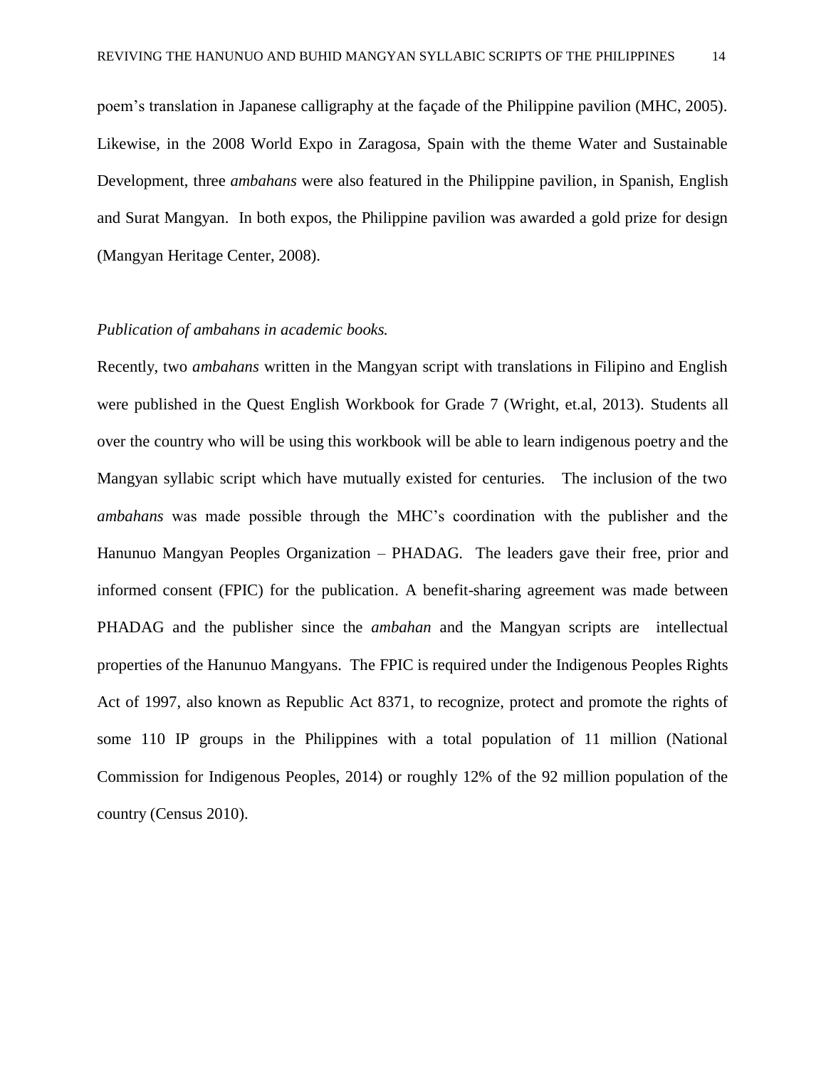poem's translation in Japanese calligraphy at the façade of the Philippine pavilion (MHC, 2005). Likewise, in the 2008 World Expo in Zaragosa, Spain with the theme Water and Sustainable Development, three *ambahans* were also featured in the Philippine pavilion, in Spanish, English and Surat Mangyan. In both expos, the Philippine pavilion was awarded a gold prize for design (Mangyan Heritage Center, 2008).

*Publication of ambahans in academic books.*

Recently, two *ambahans* written in the Mangyan script with translations in Filipino and English were published in the Quest English Workbook for Grade 7 (Wright, et.al, 2013). Students all over the country who will be using this workbook will be able to learn indigenous poetry and the Mangyan syllabic script which have mutually existed for centuries. The inclusion of the two *ambahans* was made possible through the MHC's coordination with the publisher and the Hanunuo Mangyan Peoples Organization – PHADAG. The leaders gave their free, prior and informed consent (FPIC) for the publication. A benefit-sharing agreement was made between PHADAG and the publisher since the *ambahan* and the Mangyan scripts are intellectual properties of the Hanunuo Mangyans. The FPIC is required under the Indigenous Peoples Rights Act of 1997, also known as Republic Act 8371, to recognize, protect and promote the rights of some 110 IP groups in the Philippines with a total population of 11 million (National Commission for Indigenous Peoples, 2014) or roughly 12% of the 92 million population of the country (Census 2010).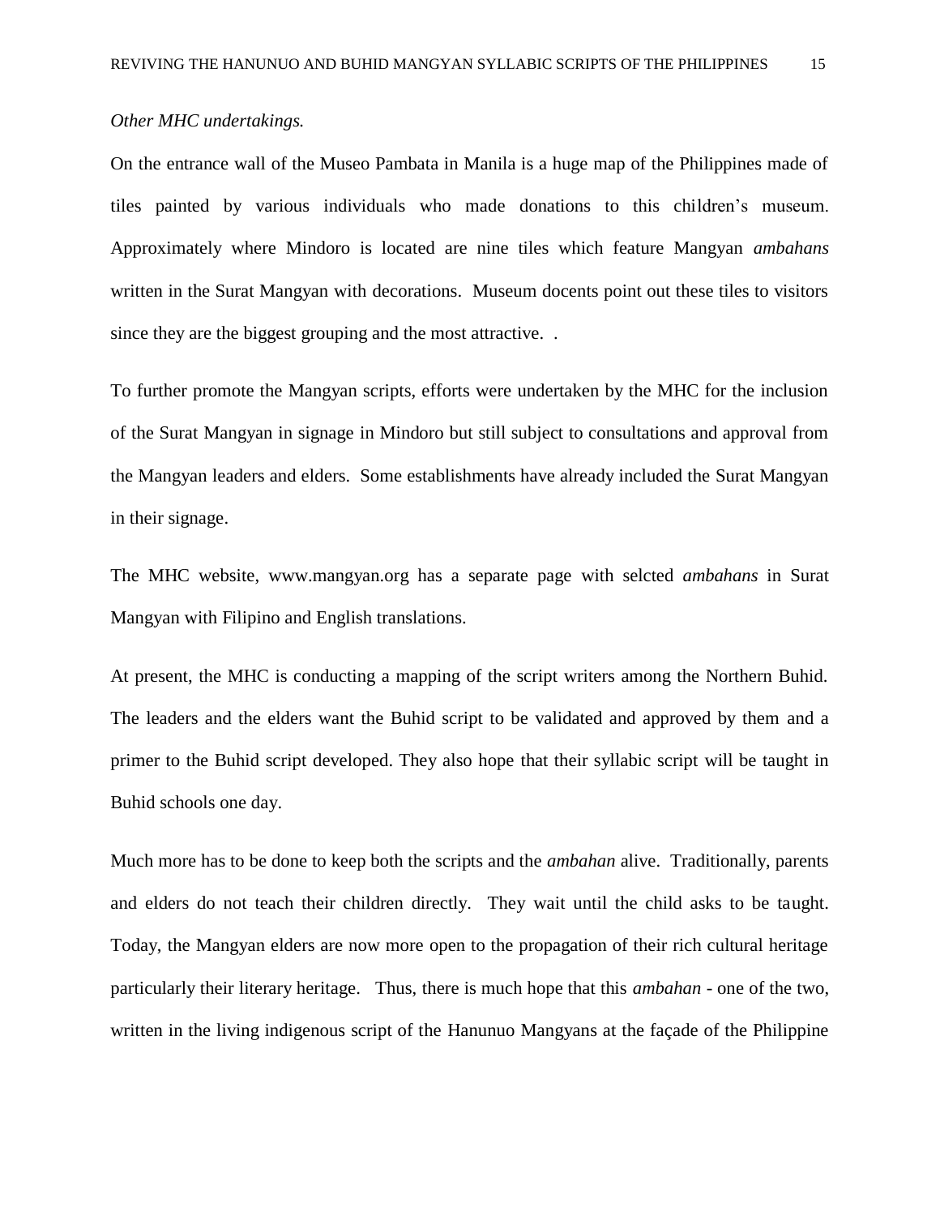*Other MHC undertakings.*

On the entrance wall of the Museo Pambata in Manila is a huge map of the Philippines made of tiles painted by various individuals who made donations to this children's museum. Approximately where Mindoro is located are nine tiles which feature Mangyan *ambahans* written in the Surat Mangyan with decorations. Museum docents point out these tiles to visitors since they are the biggest grouping and the most attractive. .

To further promote the Mangyan scripts, efforts were undertaken by the MHC for the inclusion of the Surat Mangyan in signage in Mindoro but still subject to consultations and approval from the Mangyan leaders and elders. Some establishments have already included the Surat Mangyan in their signage.

The MHC website, www.mangyan.org has a separate page with selcted *ambahans* in Surat Mangyan with Filipino and English translations.

At present, the MHC is conducting a mapping of the script writers among the Northern Buhid. The leaders and the elders want the Buhid script to be validated and approved by them and a primer to the Buhid script developed. They also hope that their syllabic script will be taught in Buhid schools one day.

Much more has to be done to keep both the scripts and the *ambahan* alive. Traditionally, parents and elders do not teach their children directly. They wait until the child asks to be taught. Today, the Mangyan elders are now more open to the propagation of their rich cultural heritage particularly their literary heritage. Thus, there is much hope that this *ambahan* - one of the two, written in the living indigenous script of the Hanunuo Mangyans at the façade of the Philippine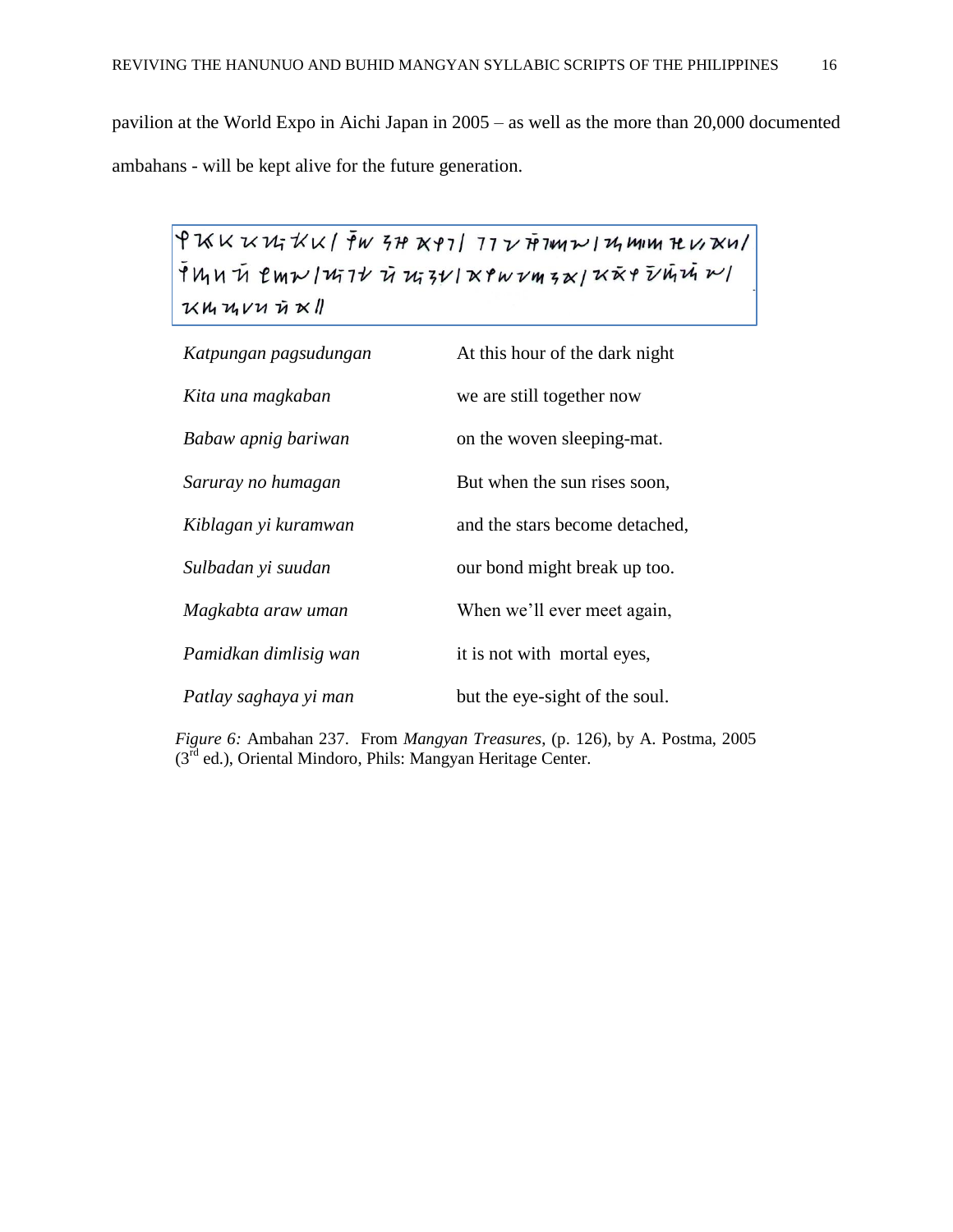pavilion at the World Expo in Aichi Japan in 2005 – as well as the more than 20,000 documented ambahans - will be kept alive for the future generation.

| | |
|---|---|
| *Katpungan pagsudungan* | At this hour of the dark night |
| *Kita una magkaban* | we are still together now |
| *Babaw apnig bariwan* | on the woven sleeping-mat. |
| *Saruray no humagan* | But when the sun rises soon, |
| *Kiblagan yi kuramwan* | and the stars become detached, |
| *Sulbadan yi suudan* | our bond might break up too. |
| *Magkabta araw uman* | When we'll ever meet again, |
| *Pamidkan dimlisig wan* | it is not with mortal eyes, |
| *Patlay saghaya yi man* | but the eye-sight of the soul. |

*Figure 6:* Ambahan 237. From *Mangyan Treasures*, (p. 126), by A. Postma, 2005 (3rd ed.), Oriental Mindoro, Phils: Mangyan Heritage Center.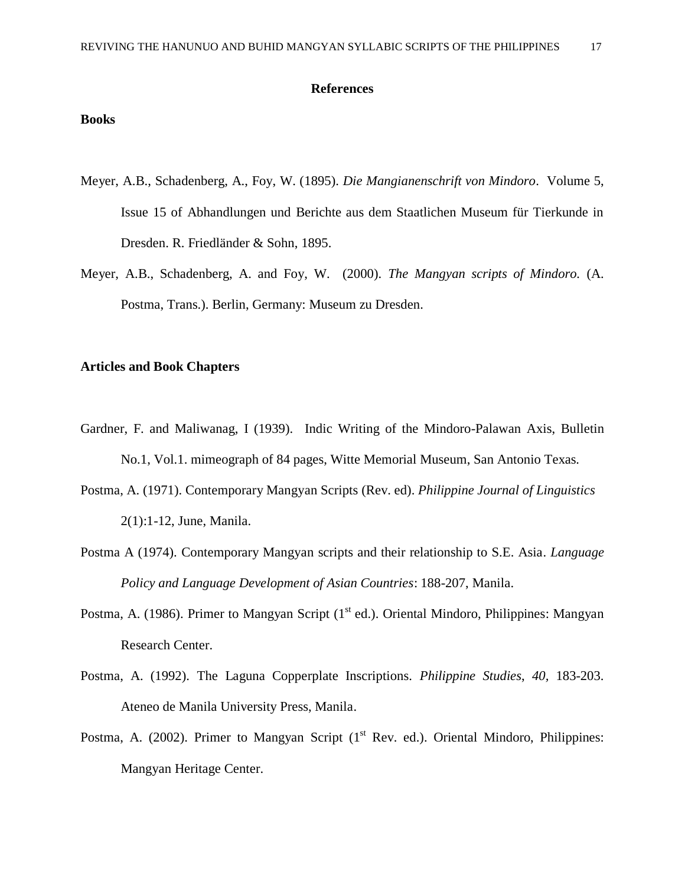## References

### Books

Meyer, A.B., Schadenberg, A., Foy, W. (1895). *Die Mangianenschrift von Mindoro*. Volume 5, Issue 15 of Abhandlungen und Berichte aus dem Staatlichen Museum für Tierkunde in Dresden. R. Friedländer & Sohn, 1895.

Meyer, A.B., Schadenberg, A. and Foy, W. (2000). *The Mangyan scripts of Mindoro.* (A. Postma, Trans.). Berlin, Germany: Museum zu Dresden.

### Articles and Book Chapters

Gardner, F. and Maliwanag, I (1939). Indic Writing of the Mindoro-Palawan Axis, Bulletin No.1, Vol.1. mimeograph of 84 pages, Witte Memorial Museum, San Antonio Texas.

Postma, A. (1971). Contemporary Mangyan Scripts (Rev. ed). *Philippine Journal of Linguistics* 2(1):1-12, June, Manila.

Postma A (1974). Contemporary Mangyan scripts and their relationship to S.E. Asia. *Language Policy and Language Development of Asian Countries*: 188-207, Manila.

Postma, A. (1986). Primer to Mangyan Script (1st ed.). Oriental Mindoro, Philippines: Mangyan Research Center.

Postma, A. (1992). The Laguna Copperplate Inscriptions. *Philippine Studies*, *40*, 183-203. Ateneo de Manila University Press, Manila.

Postma, A. (2002). Primer to Mangyan Script (1st Rev. ed.). Oriental Mindoro, Philippines: Mangyan Heritage Center.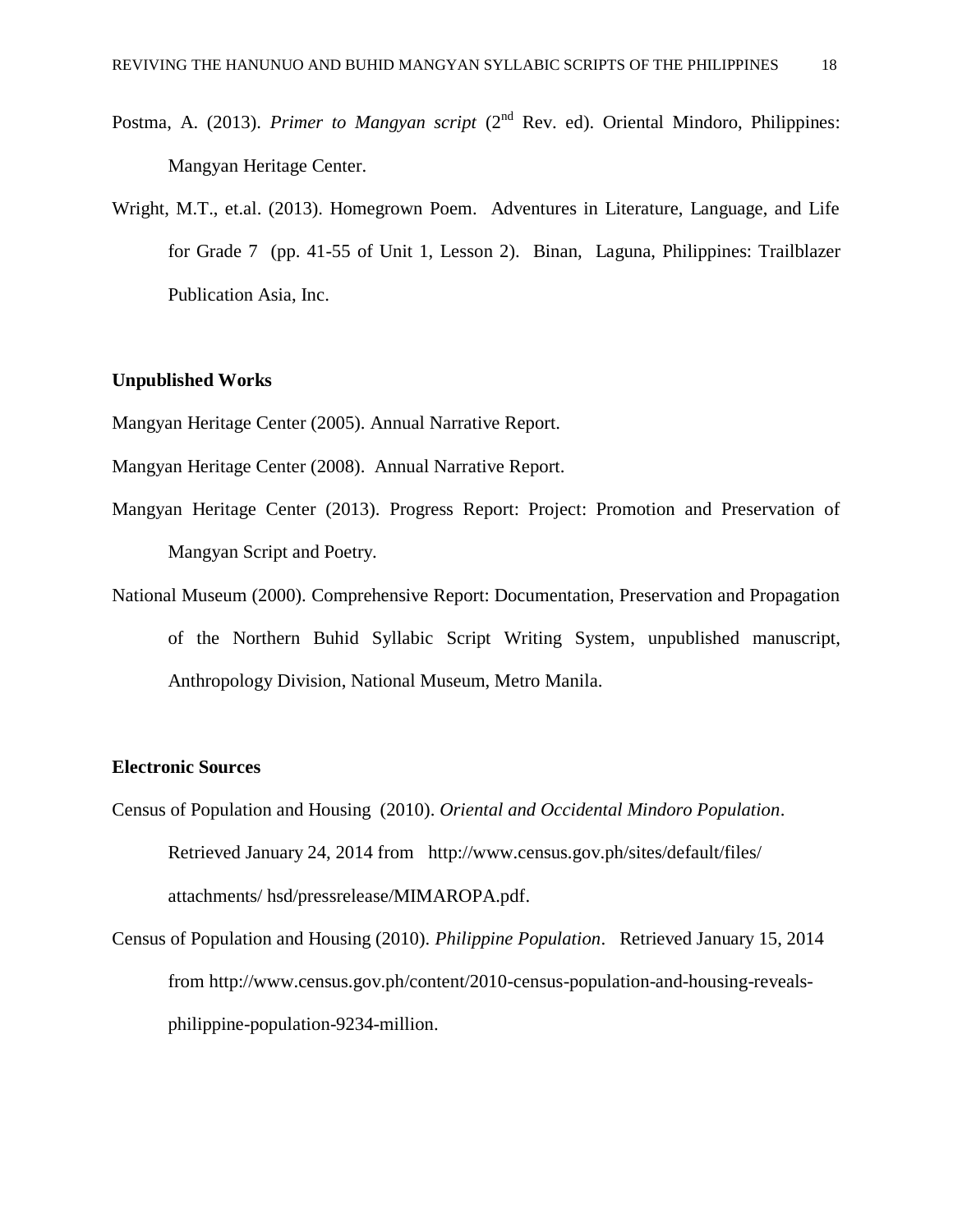Postma, A. (2013). *Primer to Mangyan script* (2nd Rev. ed). Oriental Mindoro, Philippines: Mangyan Heritage Center.

Wright, M.T., et.al. (2013). Homegrown Poem. Adventures in Literature, Language, and Life for Grade 7 (pp. 41-55 of Unit 1, Lesson 2). Binan, Laguna, Philippines: Trailblazer Publication Asia, Inc.

**Unpublished Works**

Mangyan Heritage Center (2005). Annual Narrative Report.

Mangyan Heritage Center (2008). Annual Narrative Report.

Mangyan Heritage Center (2013). Progress Report: Project: Promotion and Preservation of Mangyan Script and Poetry.

National Museum (2000). Comprehensive Report: Documentation, Preservation and Propagation of the Northern Buhid Syllabic Script Writing System, unpublished manuscript, Anthropology Division, National Museum, Metro Manila.

**Electronic Sources**

Census of Population and Housing (2010). *Oriental and Occidental Mindoro Population*. Retrieved January 24, 2014 from http://www.census.gov.ph/sites/default/files/ attachments/ hsd/pressrelease/MIMAROPA.pdf.

Census of Population and Housing (2010). *Philippine Population*. Retrieved January 15, 2014 from http://www.census.gov.ph/content/2010-census-population-and-housing-reveals-philippine-population-9234-million.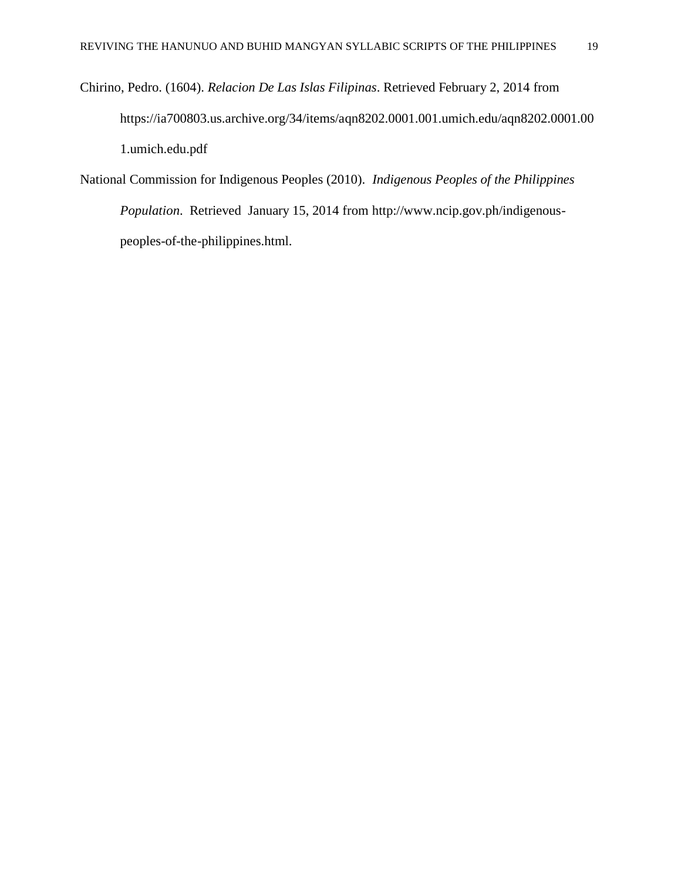Chirino, Pedro. (1604). *Relacion De Las Islas Filipinas*. Retrieved February 2, 2014 from https://ia700803.us.archive.org/34/items/aqn8202.0001.001.umich.edu/aqn8202.0001.001.umich.edu.pdf

National Commission for Indigenous Peoples (2010). *Indigenous Peoples of the Philippines Population*. Retrieved January 15, 2014 from http://www.ncip.gov.ph/indigenous-peoples-of-the-philippines.html.